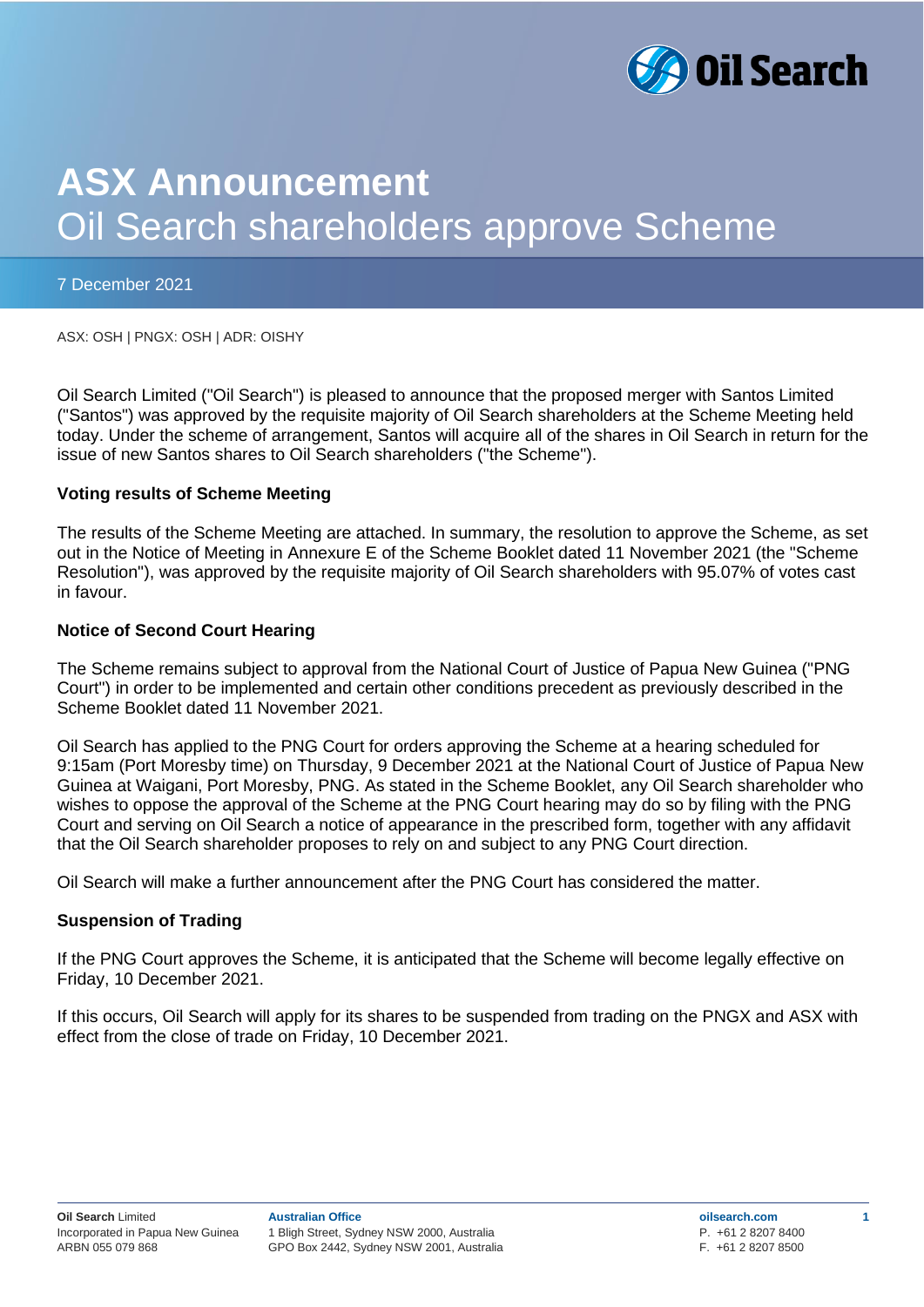# ASX Announcement
## Oil Search shareholders approve Scheme

7 December 2021

ASX: OSH | PNGX: OSH | ADR: OISHY

Oil Search Limited ("Oil Search") is pleased to announce that the proposed merger with Santos Limited ("Santos") was approved by the requisite majority of Oil Search shareholders at the Scheme Meeting held today. Under the scheme of arrangement, Santos will acquire all of the shares in Oil Search in return for the issue of new Santos shares to Oil Search shareholders ("the Scheme").

**Voting results of Scheme Meeting**

The results of the Scheme Meeting are attached. In summary, the resolution to approve the Scheme, as set out in the Notice of Meeting in Annexure E of the Scheme Booklet dated 11 November 2021 (the "Scheme Resolution"), was approved by the requisite majority of Oil Search shareholders with 95.07% of votes cast in favour.

**Notice of Second Court Hearing**

The Scheme remains subject to approval from the National Court of Justice of Papua New Guinea ("PNG Court") in order to be implemented and certain other conditions precedent as previously described in the Scheme Booklet dated 11 November 2021.

Oil Search has applied to the PNG Court for orders approving the Scheme at a hearing scheduled for 9:15am (Port Moresby time) on Thursday, 9 December 2021 at the National Court of Justice of Papua New Guinea at Waigani, Port Moresby, PNG. As stated in the Scheme Booklet, any Oil Search shareholder who wishes to oppose the approval of the Scheme at the PNG Court hearing may do so by filing with the PNG Court and serving on Oil Search a notice of appearance in the prescribed form, together with any affidavit that the Oil Search shareholder proposes to rely on and subject to any PNG Court direction.

Oil Search will make a further announcement after the PNG Court has considered the matter.

**Suspension of Trading**

If the PNG Court approves the Scheme, it is anticipated that the Scheme will become legally effective on Friday, 10 December 2021.

If this occurs, Oil Search will apply for its shares to be suspended from trading on the PNGX and ASX with effect from the close of trade on Friday, 10 December 2021.

**Oil Search** Limited
Incorporated in Papua New Guinea
ARBN 055 079 868

**Australian Office**
1 Bligh Street, Sydney NSW 2000, Australia
GPO Box 2442, Sydney NSW 2001, Australia

**oilsearch.com**
P. +61 2 8207 8400
F. +61 2 8207 8500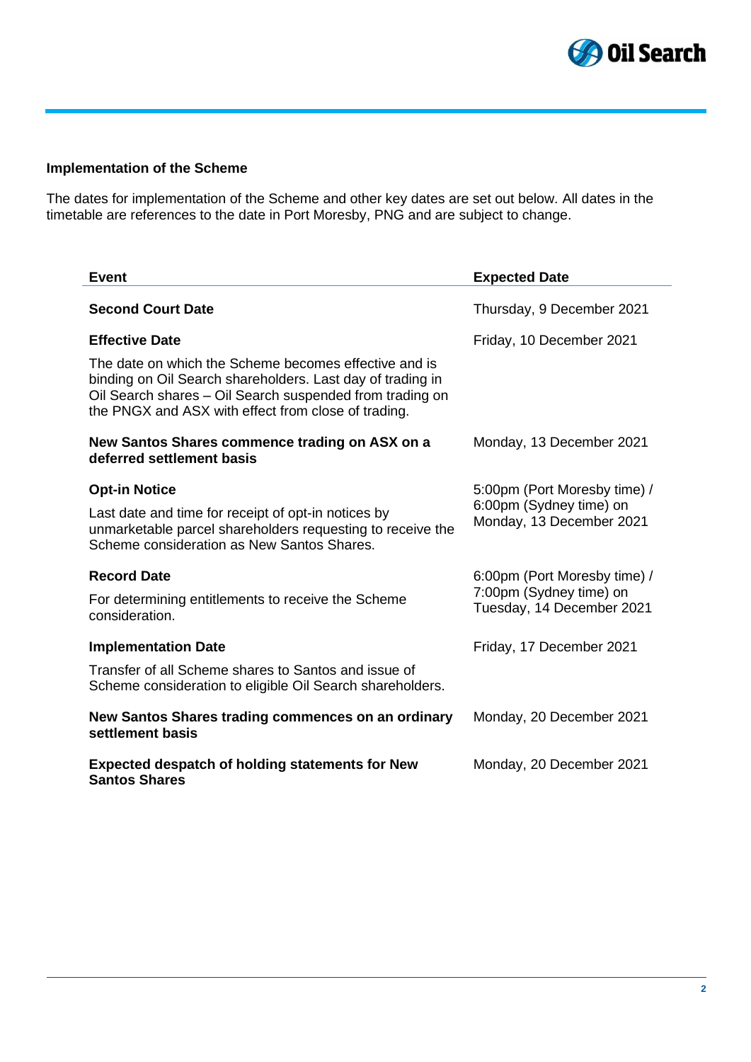### Implementation of the Scheme

The dates for implementation of the Scheme and other key dates are set out below. All dates in the timetable are references to the date in Port Moresby, PNG and are subject to change.

| Event | Expected Date |
|---|---|
| **Second Court Date** | Thursday, 9 December 2021 |
| **Effective Date**<br>The date on which the Scheme becomes effective and is binding on Oil Search shareholders. Last day of trading in Oil Search shares – Oil Search suspended from trading on the PNGX and ASX with effect from close of trading. | Friday, 10 December 2021 |
| **New Santos Shares commence trading on ASX on a deferred settlement basis** | Monday, 13 December 2021 |
| **Opt-in Notice**<br>Last date and time for receipt of opt-in notices by unmarketable parcel shareholders requesting to receive the Scheme consideration as New Santos Shares. | 5:00pm (Port Moresby time) / 6:00pm (Sydney time) on Monday, 13 December 2021 |
| **Record Date**<br>For determining entitlements to receive the Scheme consideration. | 6:00pm (Port Moresby time) / 7:00pm (Sydney time) on Tuesday, 14 December 2021 |
| **Implementation Date**<br>Transfer of all Scheme shares to Santos and issue of Scheme consideration to eligible Oil Search shareholders. | Friday, 17 December 2021 |
| **New Santos Shares trading commences on an ordinary settlement basis** | Monday, 20 December 2021 |
| **Expected despatch of holding statements for New Santos Shares** | Monday, 20 December 2021 |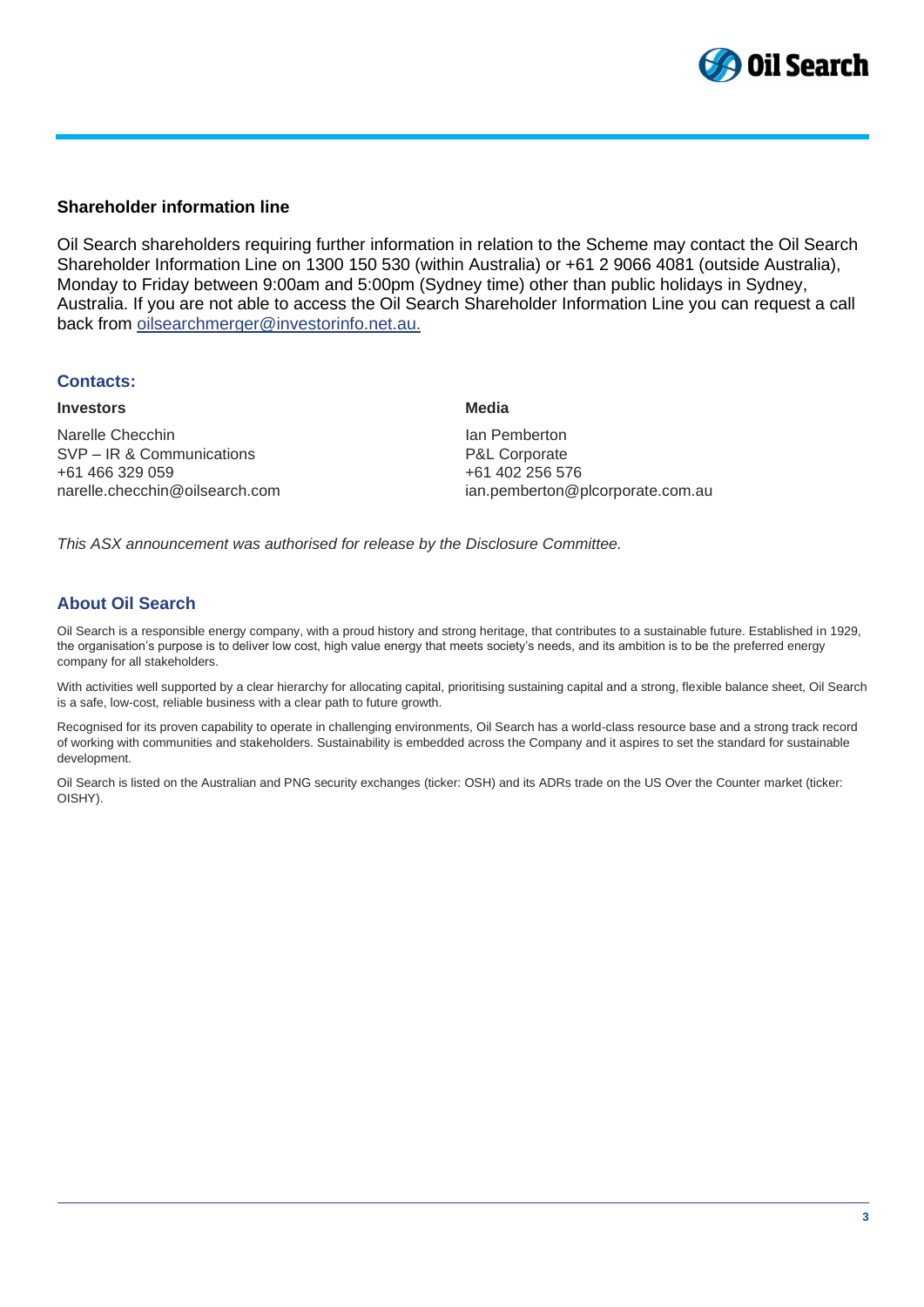## Shareholder information line

Oil Search shareholders requiring further information in relation to the Scheme may contact the Oil Search Shareholder Information Line on 1300 150 530 (within Australia) or +61 2 9066 4081 (outside Australia), Monday to Friday between 9:00am and 5:00pm (Sydney time) other than public holidays in Sydney, Australia. If you are not able to access the Oil Search Shareholder Information Line you can request a call back from oilsearchmerger@investorinfo.net.au.

## Contacts:

**Investors**

Narelle Checchin
SVP – IR & Communications
+61 466 329 059
narelle.checchin@oilsearch.com

**Media**

Ian Pemberton
P&L Corporate
+61 402 256 576
ian.pemberton@plcorporate.com.au

*This ASX announcement was authorised for release by the Disclosure Committee.*

## About Oil Search

Oil Search is a responsible energy company, with a proud history and strong heritage, that contributes to a sustainable future. Established in 1929, the organisation's purpose is to deliver low cost, high value energy that meets society's needs, and its ambition is to be the preferred energy company for all stakeholders.

With activities well supported by a clear hierarchy for allocating capital, prioritising sustaining capital and a strong, flexible balance sheet, Oil Search is a safe, low-cost, reliable business with a clear path to future growth.

Recognised for its proven capability to operate in challenging environments, Oil Search has a world-class resource base and a strong track record of working with communities and stakeholders. Sustainability is embedded across the Company and it aspires to set the standard for sustainable development.

Oil Search is listed on the Australian and PNG security exchanges (ticker: OSH) and its ADRs trade on the US Over the Counter market (ticker: OISHY).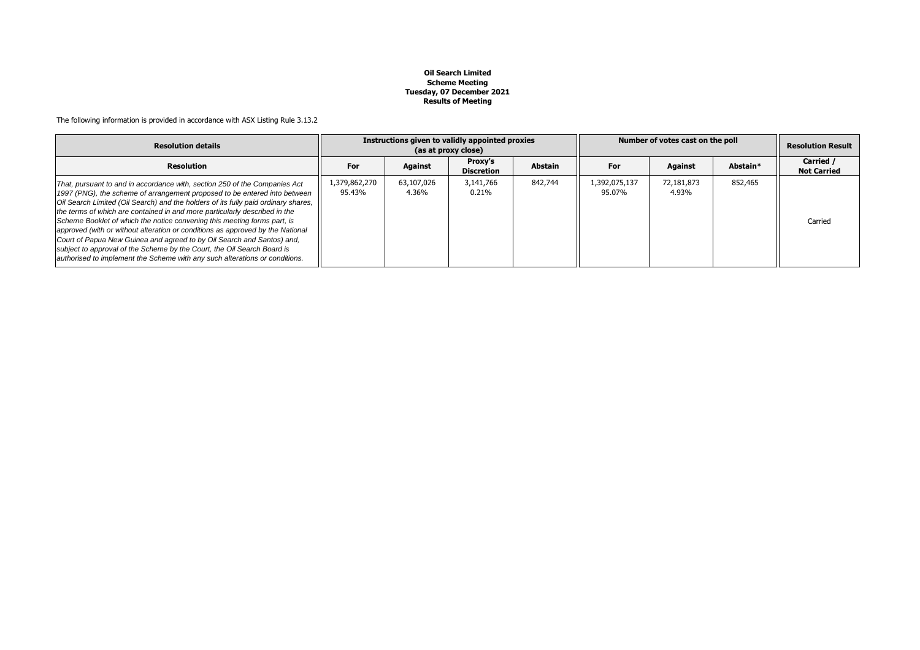**Oil Search Limited**
**Scheme Meeting**
**Tuesday, 07 December 2021**
**Results of Meeting**

The following information is provided in accordance with ASX Listing Rule 3.13.2

| Resolution details | Instructions given to validly appointed proxies (as at proxy close) | | | | Number of votes cast on the poll | | | Resolution Result |
|---|---|---|---|---|---|---|---|---|
| **Resolution** | **For** | **Against** | **Proxy's Discretion** | **Abstain** | **For** | **Against** | **Abstain*** | **Carried / Not Carried** |
| *That, pursuant to and in accordance with, section 250 of the Companies Act 1997 (PNG), the scheme of arrangement proposed to be entered into between Oil Search Limited (Oil Search) and the holders of its fully paid ordinary shares, the terms of which are contained in and more particularly described in the Scheme Booklet of which the notice convening this meeting forms part, is approved (with or without alteration or conditions as approved by the National Court of Papua New Guinea and agreed to by Oil Search and Santos) and, subject to approval of the Scheme by the Court, the Oil Search Board is authorised to implement the Scheme with any such alterations or conditions.* | 1,379,862,270 95.43% | 63,107,026 4.36% | 3,141,766 0.21% | 842,744 | 1,392,075,137 95.07% | 72,181,873 4.93% | 852,465 | Carried |